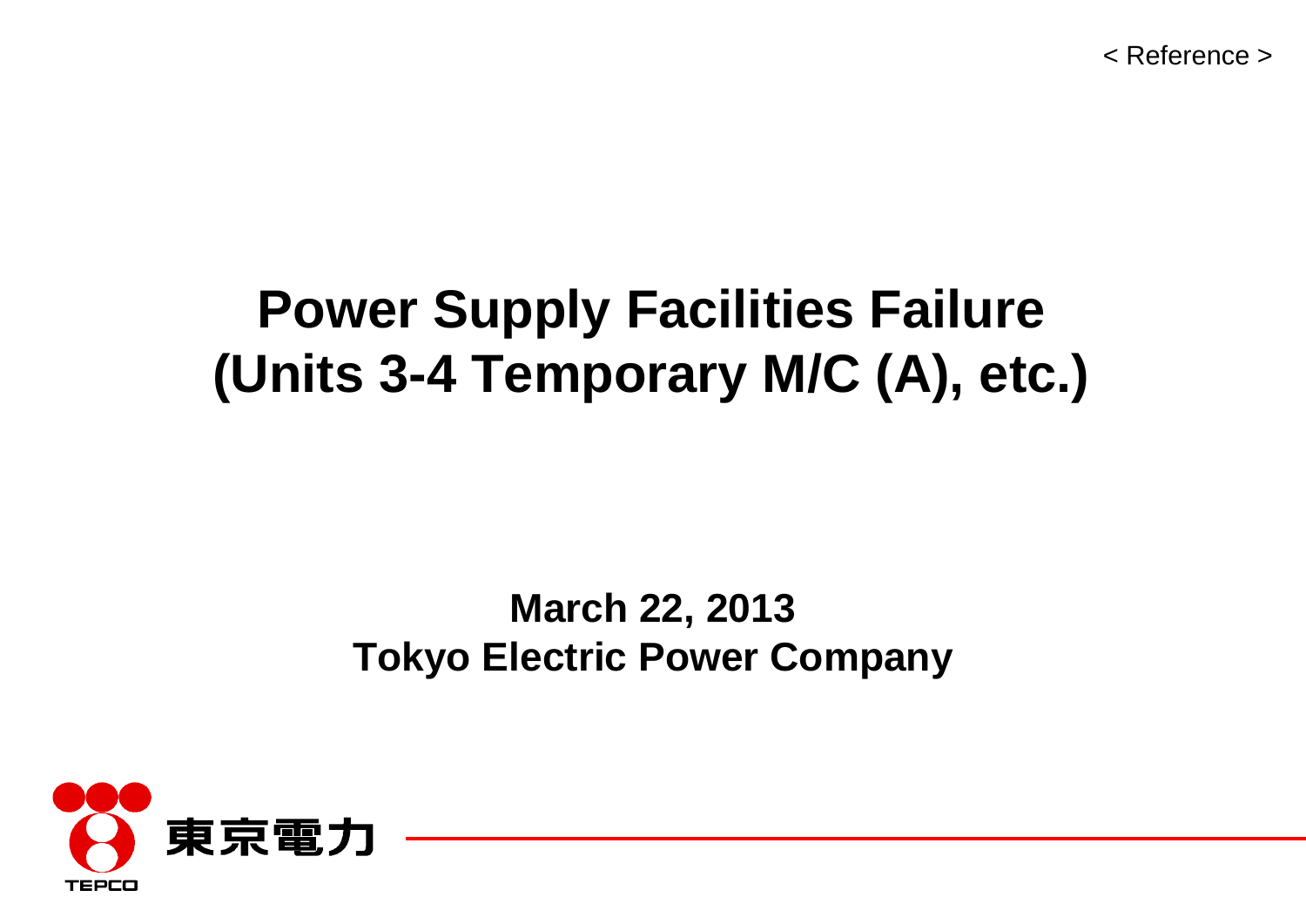< Reference >

# Power Supply Facilities Failure (Units 3-4 Temporary M/C (A), etc.)

**March 22, 2013**
**Tokyo Electric Power Company**

東京電力

TEPCO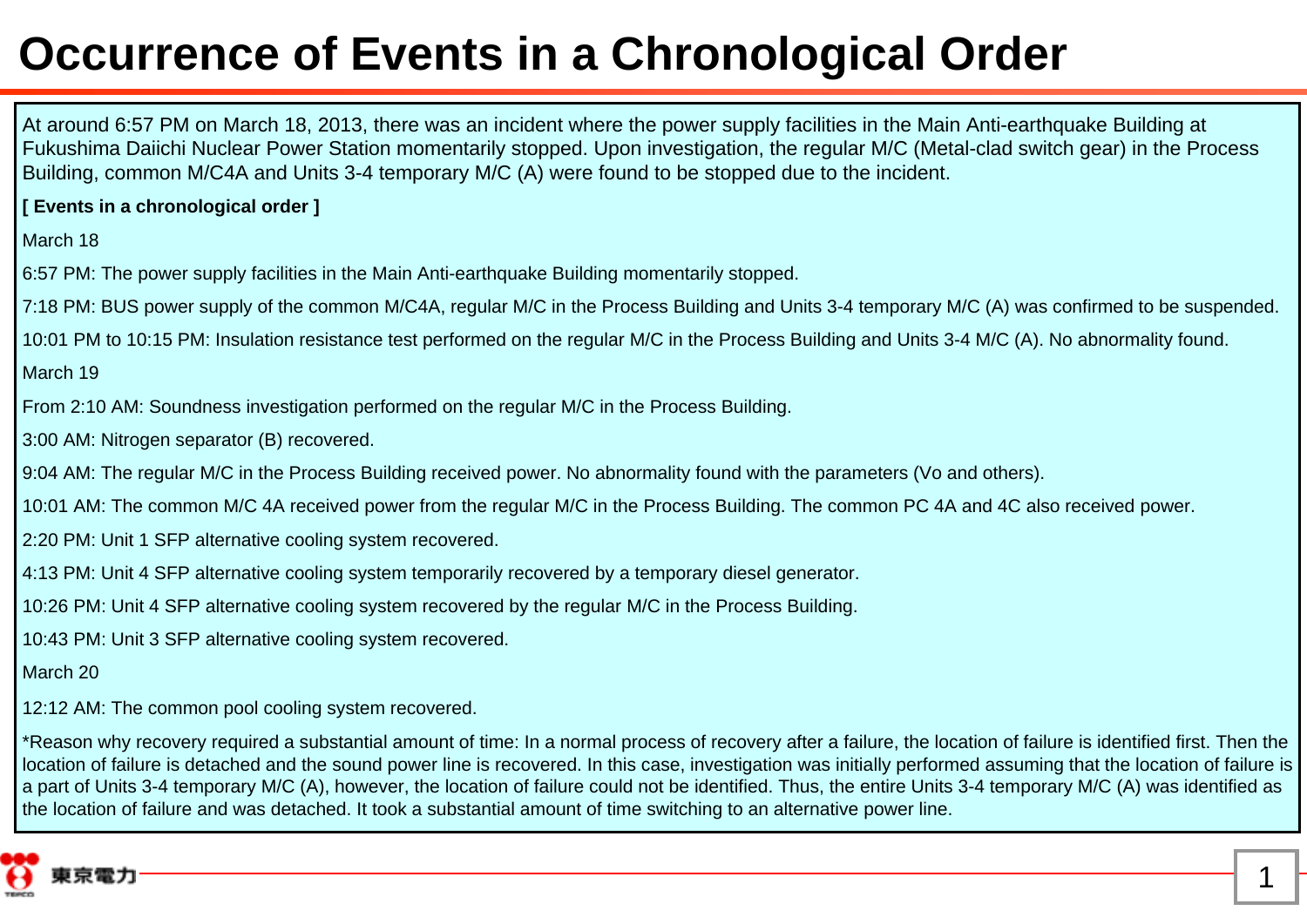# Occurrence of Events in a Chronological Order

At around 6:57 PM on March 18, 2013, there was an incident where the power supply facilities in the Main Anti-earthquake Building at Fukushima Daiichi Nuclear Power Station momentarily stopped. Upon investigation, the regular M/C (Metal-clad switch gear) in the Process Building, common M/C4A and Units 3-4 temporary M/C (A) were found to be stopped due to the incident.

**[ Events in a chronological order ]**

March 18

6:57 PM: The power supply facilities in the Main Anti-earthquake Building momentarily stopped.

7:18 PM: BUS power supply of the common M/C4A, regular M/C in the Process Building and Units 3-4 temporary M/C (A) was confirmed to be suspended.

10:01 PM to 10:15 PM: Insulation resistance test performed on the regular M/C in the Process Building and Units 3-4 M/C (A). No abnormality found.

March 19

From 2:10 AM: Soundness investigation performed on the regular M/C in the Process Building.

3:00 AM: Nitrogen separator (B) recovered.

9:04 AM: The regular M/C in the Process Building received power. No abnormality found with the parameters (Vo and others).

10:01 AM: The common M/C 4A received power from the regular M/C in the Process Building. The common PC 4A and 4C also received power.

2:20 PM: Unit 1 SFP alternative cooling system recovered.

4:13 PM: Unit 4 SFP alternative cooling system temporarily recovered by a temporary diesel generator.

10:26 PM: Unit 4 SFP alternative cooling system recovered by the regular M/C in the Process Building.

10:43 PM: Unit 3 SFP alternative cooling system recovered.

March 20

12:12 AM: The common pool cooling system recovered.

*Reason why recovery required a substantial amount of time: In a normal process of recovery after a failure, the location of failure is identified first. Then the location of failure is detached and the sound power line is recovered. In this case, investigation was initially performed assuming that the location of failure is a part of Units 3-4 temporary M/C (A), however, the location of failure could not be identified. Thus, the entire Units 3-4 temporary M/C (A) was identified as the location of failure and was detached. It took a substantial amount of time switching to an alternative power line.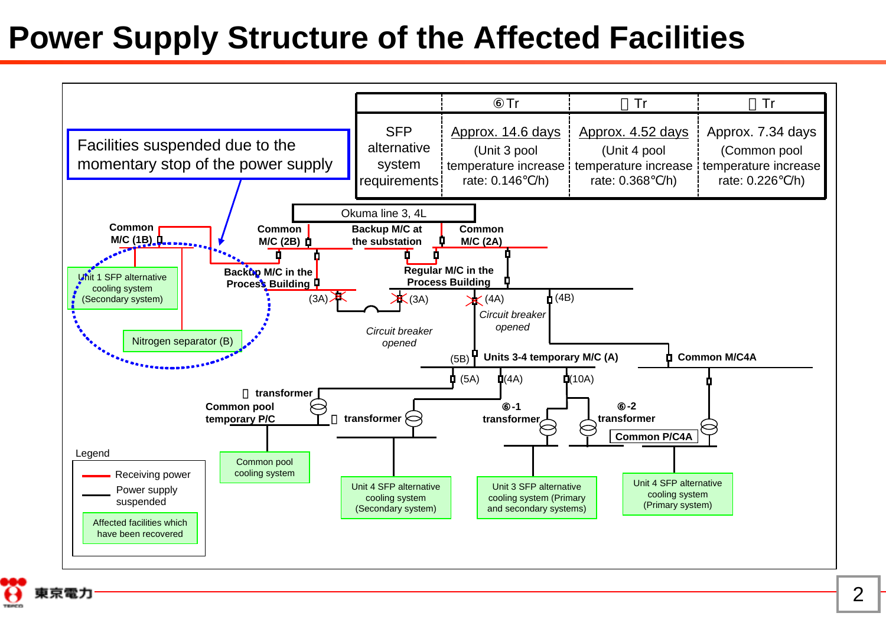# Power Supply Structure of the Affected Facilities

| | ⑥Tr | ⑦Tr | ⑧Tr |
|---|---|---|---|
| SFP alternative system requirements | Approx. 14.6 days (Unit 3 pool temperature increase rate: 0.146℃/h) | Approx. 4.52 days (Unit 4 pool temperature increase rate: 0.368℃/h) | Approx. 7.34 days (Common pool temperature increase rate: 0.226℃/h) |

Facilities suspended due to the momentary stop of the power supply

Okuma line 3, 4L

Common M/C (1B)

Common M/C (2B)

Backup M/C at the substation

Common M/C (2A)

Unit 1 SFP alternative cooling system (Secondary system)

Backup M/C in the Process Building

Regular M/C in the Process Building

(3A)

(3A)

(4A)

(4B)

*Circuit breaker opened*

*Circuit breaker opened*

Nitrogen separator (B)

(5B) Units 3-4 temporary M/C (A)

Common M/C4A

(5A)

(4A)

(10A)

⑧ transformer

Common pool temporary P/C

⑦ transformer

⑥-1 transformer

⑥-2 transformer

Common P/C4A

Common pool cooling system

Unit 4 SFP alternative cooling system (Secondary system)

Unit 3 SFP alternative cooling system (Primary and secondary systems)

Unit 4 SFP alternative cooling system (Primary system)

Legend

- Receiving power
- Power supply suspended
- Affected facilities which have been recovered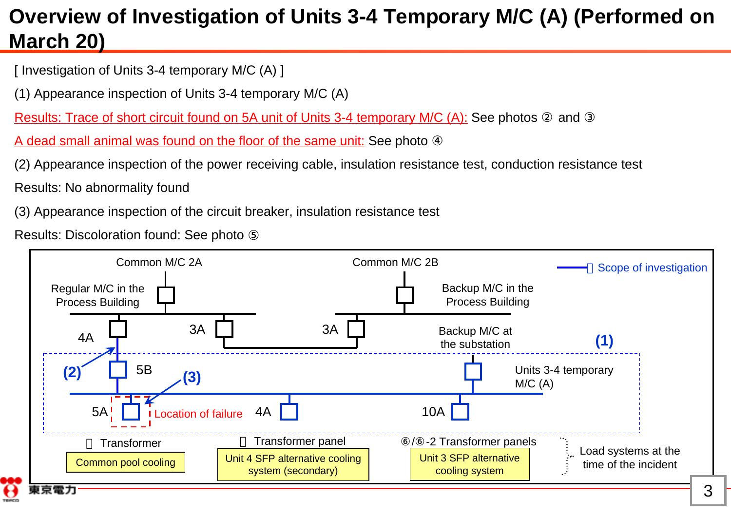# Overview of Investigation of Units 3-4 Temporary M/C (A) (Performed on March 20)

[ Investigation of Units 3-4 temporary M/C (A) ]

(1) Appearance inspection of Units 3-4 temporary M/C (A)

Results: Trace of short circuit found on 5A unit of Units 3-4 temporary M/C (A): See photos ② and ③

A dead small animal was found on the floor of the same unit: See photo ④

(2) Appearance inspection of the power receiving cable, insulation resistance test, conduction resistance test

Results: No abnormality found

(3) Appearance inspection of the circuit breaker, insulation resistance test

Results: Discoloration found: See photo ⑤

Common M/C 2A

Common M/C 2B

Regular M/C in the Process Building

Backup M/C in the Process Building

4A

3A

3A

Backup M/C at the substation

(1)

— Scope of investigation

(2)

5B

(3)

Units 3-4 temporary M/C (A)

5A

Location of failure

4A

10A

Transformer

Common pool cooling

Transformer panel

Unit 4 SFP alternative cooling system (secondary)

⑥/⑥-2 Transformer panels

Unit 3 SFP alternative cooling system

Load systems at the time of the incident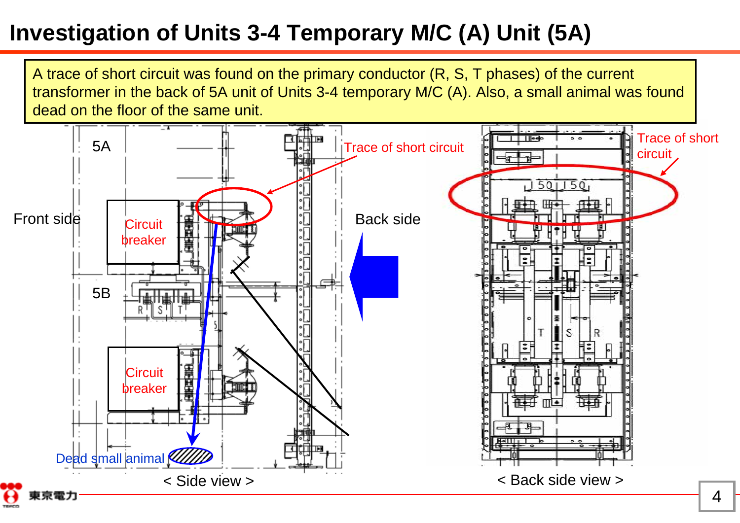# Investigation of Units 3-4 Temporary M/C (A) Unit (5A)

A trace of short circuit was found on the primary conductor (R, S, T phases) of the current transformer in the back of 5A unit of Units 3-4 temporary M/C (A). Also, a small animal was found dead on the floor of the same unit.

5A

Front side

Circuit breaker

5B

Circuit breaker

Dead small animal

Trace of short circuit

Back side

< Side view >

Trace of short circuit

< Back side view >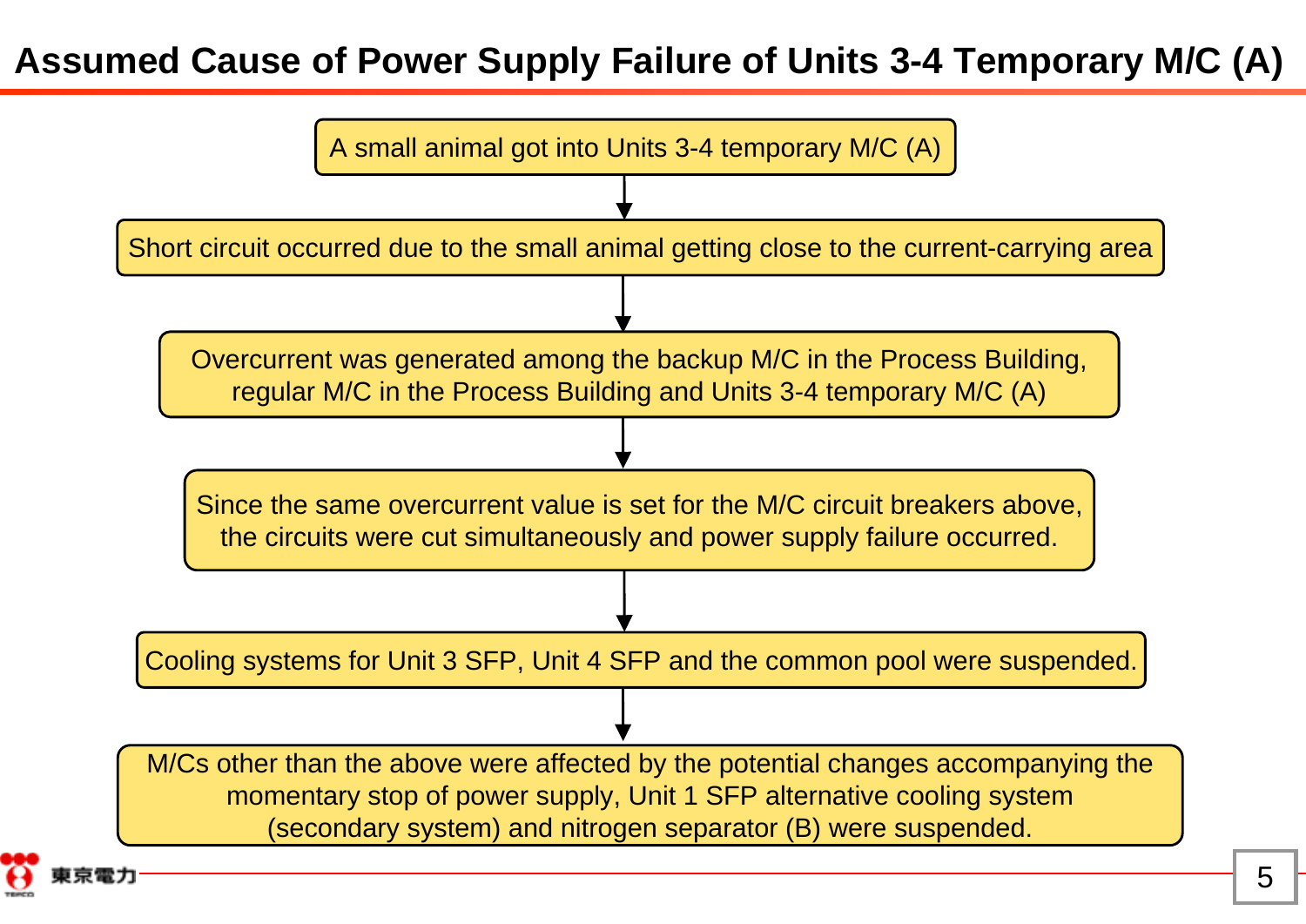# Assumed Cause of Power Supply Failure of Units 3-4 Temporary M/C (A)

A small animal got into Units 3-4 temporary M/C (A)

↓

Short circuit occurred due to the small animal getting close to the current-carrying area

↓

Overcurrent was generated among the backup M/C in the Process Building, regular M/C in the Process Building and Units 3-4 temporary M/C (A)

↓

Since the same overcurrent value is set for the M/C circuit breakers above, the circuits were cut simultaneously and power supply failure occurred.

↓

Cooling systems for Unit 3 SFP, Unit 4 SFP and the common pool were suspended.

↓

M/Cs other than the above were affected by the potential changes accompanying the momentary stop of power supply, Unit 1 SFP alternative cooling system (secondary system) and nitrogen separator (B) were suspended.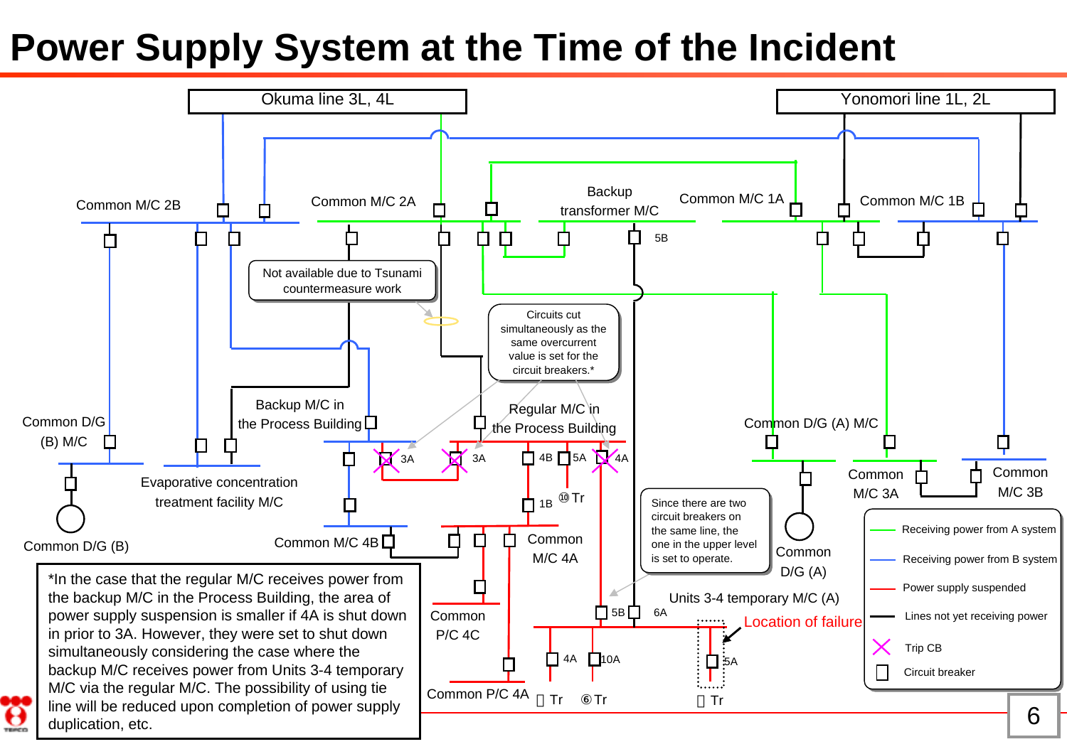# Power Supply System at the Time of the Incident

Okuma line 3L, 4L

Yonomori line 1L, 2L

Common M/C 2B

Common M/C 2A

Backup transformer M/C

Common M/C 1A

Common M/C 1B

5B

Not available due to Tsunami countermeasure work

Circuits cut simultaneously as the same overcurrent value is set for the circuit breakers.*

Common D/G (B) M/C

Backup M/C in the Process Building

Regular M/C in the Process Building

Common D/G (A) M/C

3A

3A

4B

5A

4A

Common M/C 3A

Common M/C 3B

Common D/G (B)

Evaporative concentration treatment facility M/C

1B

⑩Tr

Since there are two circuit breakers on the same line, the one in the upper level is set to operate.

Common D/G (A)

Common M/C 4B

Common M/C 4A

Units 3-4 temporary M/C (A)

5B

6A

Location of failure

Common P/C 4C

4A

10A

5A

Common P/C 4A

Tr

⑥Tr

Tr

- Receiving power from A system
- Receiving power from B system
- Power supply suspended
- Lines not yet receiving power
- Trip CB
- Circuit breaker

*In the case that the regular M/C receives power from the backup M/C in the Process Building, the area of power supply suspension is smaller if 4A is shut down in prior to 3A. However, they were set to shut down simultaneously considering the case where the backup M/C receives power from Units 3-4 temporary M/C via the regular M/C. The possibility of using tie line will be reduced upon completion of power supply duplication, etc.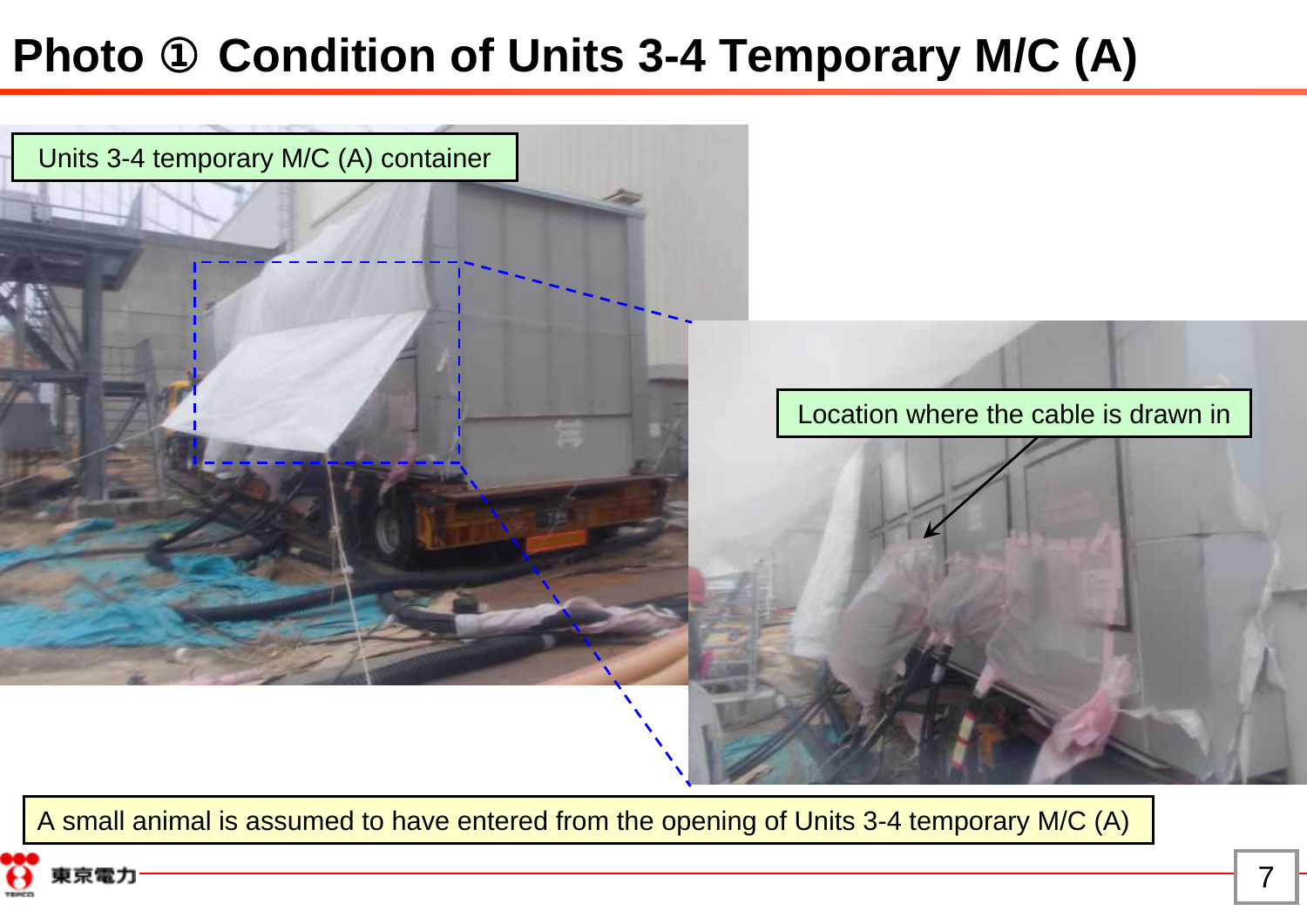# Photo ① Condition of Units 3-4 Temporary M/C (A)

Units 3-4 temporary M/C (A) container

Location where the cable is drawn in

A small animal is assumed to have entered from the opening of Units 3-4 temporary M/C (A)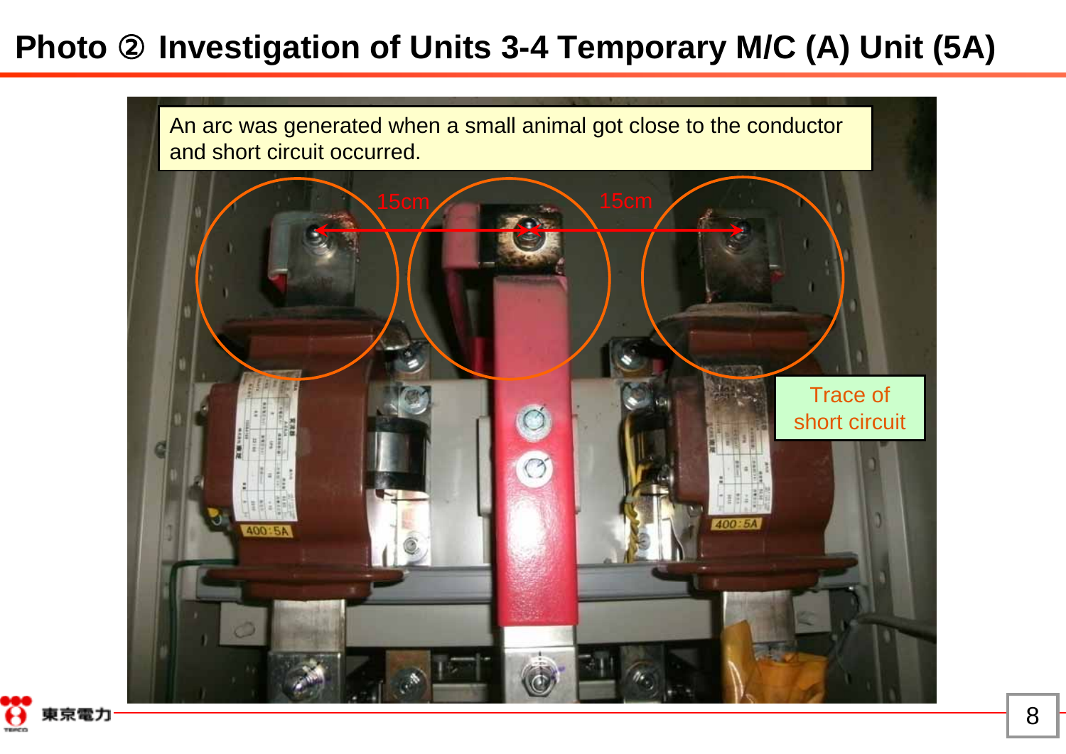# Photo ② Investigation of Units 3-4 Temporary M/C (A) Unit (5A)

An arc was generated when a small animal got close to the conductor and short circuit occurred.

15cm

15cm

Trace of short circuit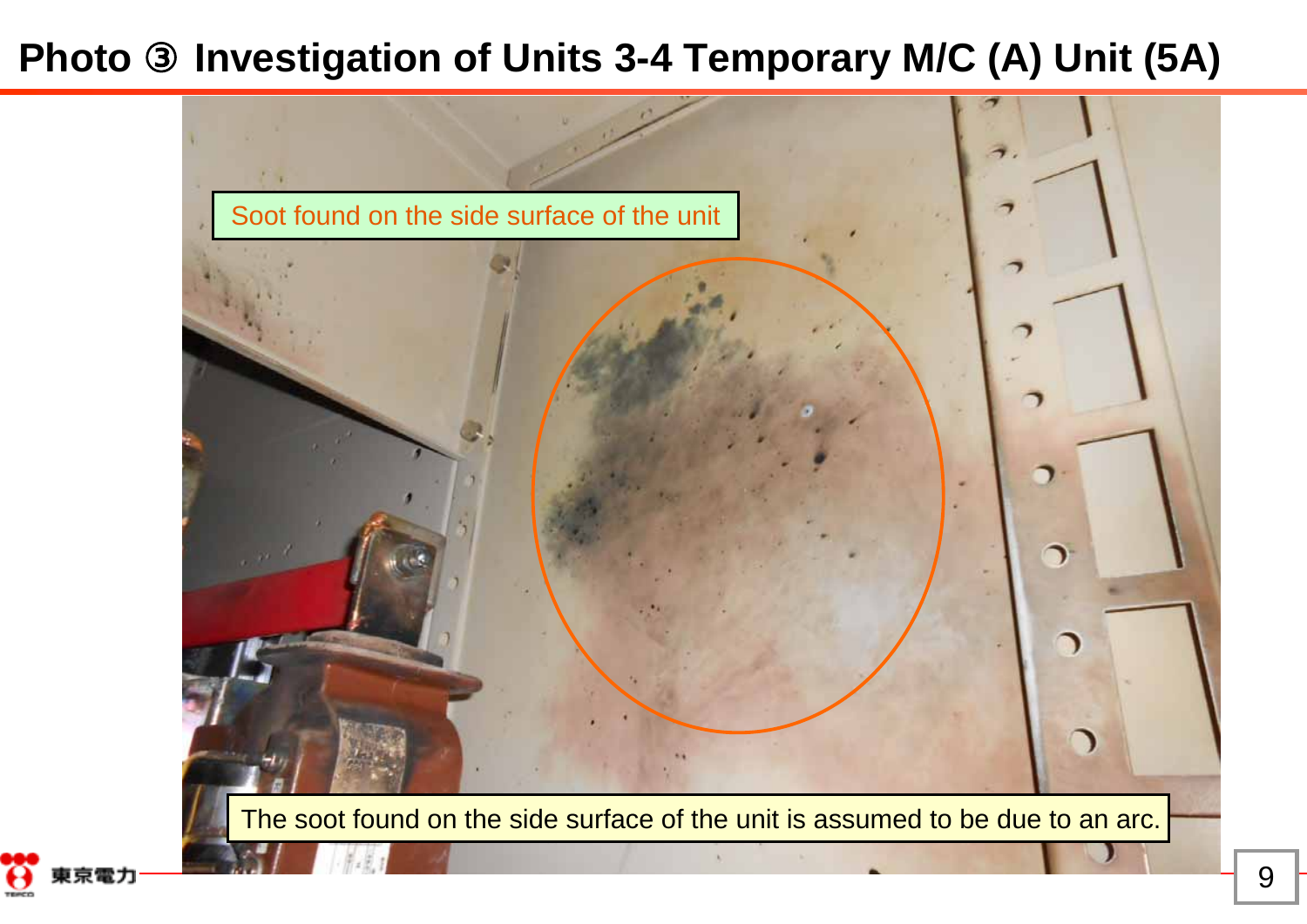# Photo ③ Investigation of Units 3-4 Temporary M/C (A) Unit (5A)

Soot found on the side surface of the unit

The soot found on the side surface of the unit is assumed to be due to an arc.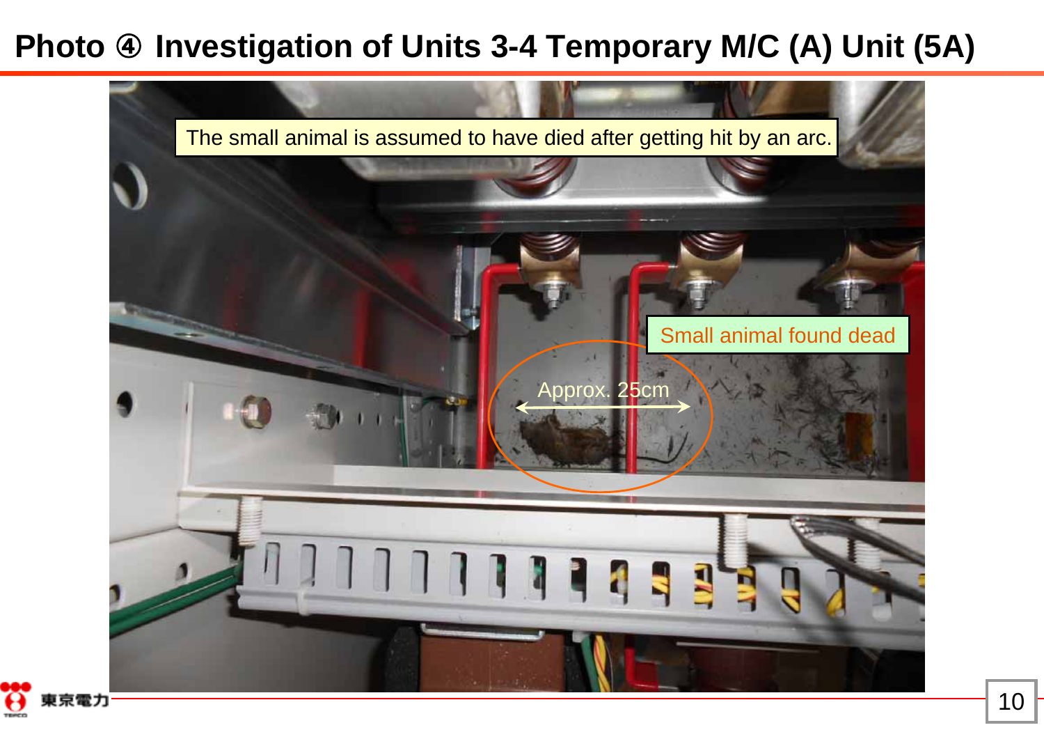# Photo ④ Investigation of Units 3-4 Temporary M/C (A) Unit (5A)

The small animal is assumed to have died after getting hit by an arc.

Small animal found dead

Approx. 25cm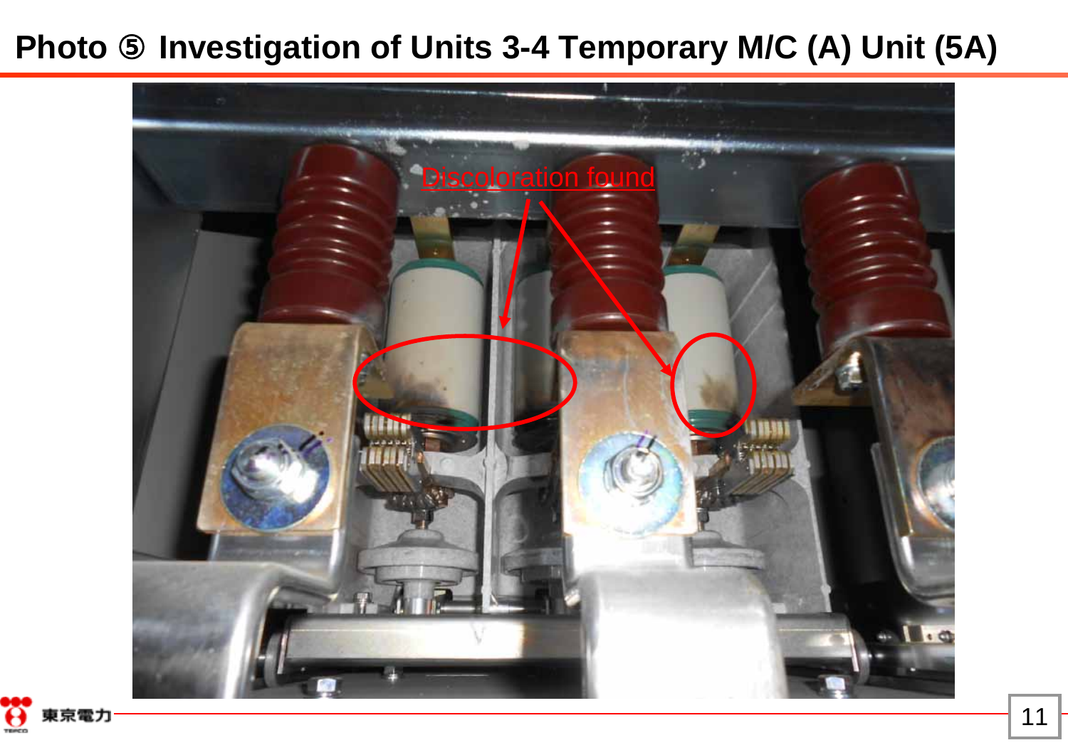# Photo ⑤ Investigation of Units 3-4 Temporary M/C (A) Unit (5A)

Discoloration found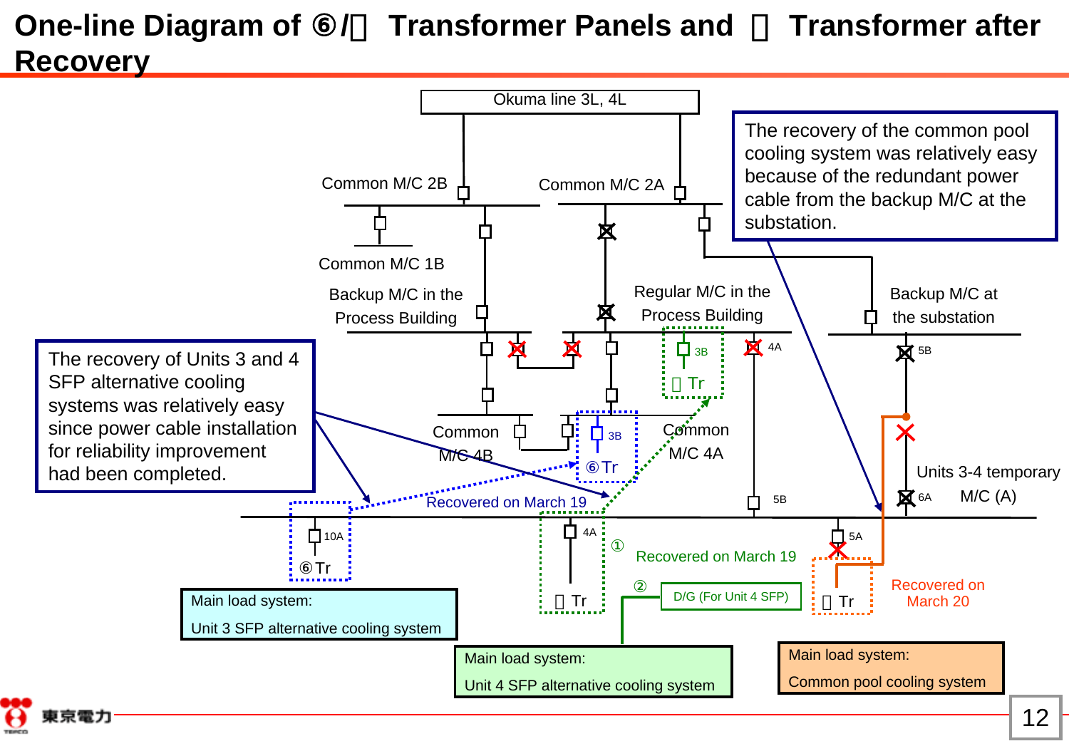# One-line Diagram of ⑥/ Transformer Panels and  Transformer after Recovery

Okuma line 3L, 4L

Common M/C 2B

Common M/C 2A

Common M/C 1B

Backup M/C in the Process Building

Regular M/C in the Process Building

Backup M/C at the substation

The recovery of the common pool cooling system was relatively easy because of the redundant power cable from the backup M/C at the substation.

The recovery of Units 3 and 4 SFP alternative cooling systems was relatively easy since power cable installation for reliability improvement had been completed.

Common M/C 4B

Common M/C 4A

3B

 Tr

4A

5B

3B

⑥Tr

Units 3-4 temporary M/C (A)

6A

Recovered on March 19

5B

10A

⑥Tr

4A

 Tr

①

Recovered on March 19

②

D/G (For Unit 4 SFP)

5A

 Tr

Recovered on March 20

Main load system:
Unit 3 SFP alternative cooling system

Main load system:
Unit 4 SFP alternative cooling system

Main load system:
Common pool cooling system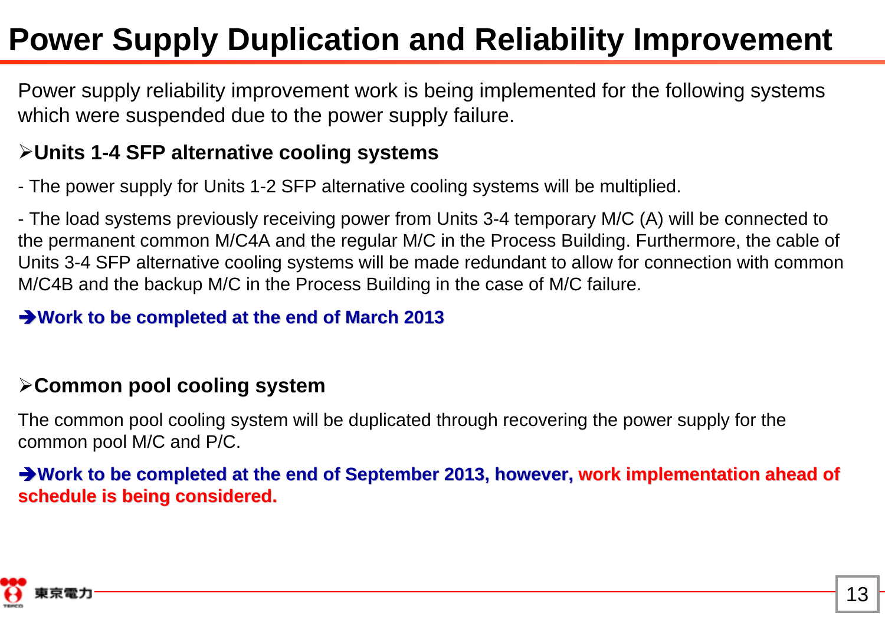# Power Supply Duplication and Reliability Improvement

Power supply reliability improvement work is being implemented for the following systems which were suspended due to the power supply failure.

## ➢Units 1-4 SFP alternative cooling systems

- The power supply for Units 1-2 SFP alternative cooling systems will be multiplied.

- The load systems previously receiving power from Units 3-4 temporary M/C (A) will be connected to the permanent common M/C4A and the regular M/C in the Process Building. Furthermore, the cable of Units 3-4 SFP alternative cooling systems will be made redundant to allow for connection with common M/C4B and the backup M/C in the Process Building in the case of M/C failure.

**➔Work to be completed at the end of March 2013**

## ➢Common pool cooling system

The common pool cooling system will be duplicated through recovering the power supply for the common pool M/C and P/C.

**➔Work to be completed at the end of September 2013, however, work implementation ahead of schedule is being considered.**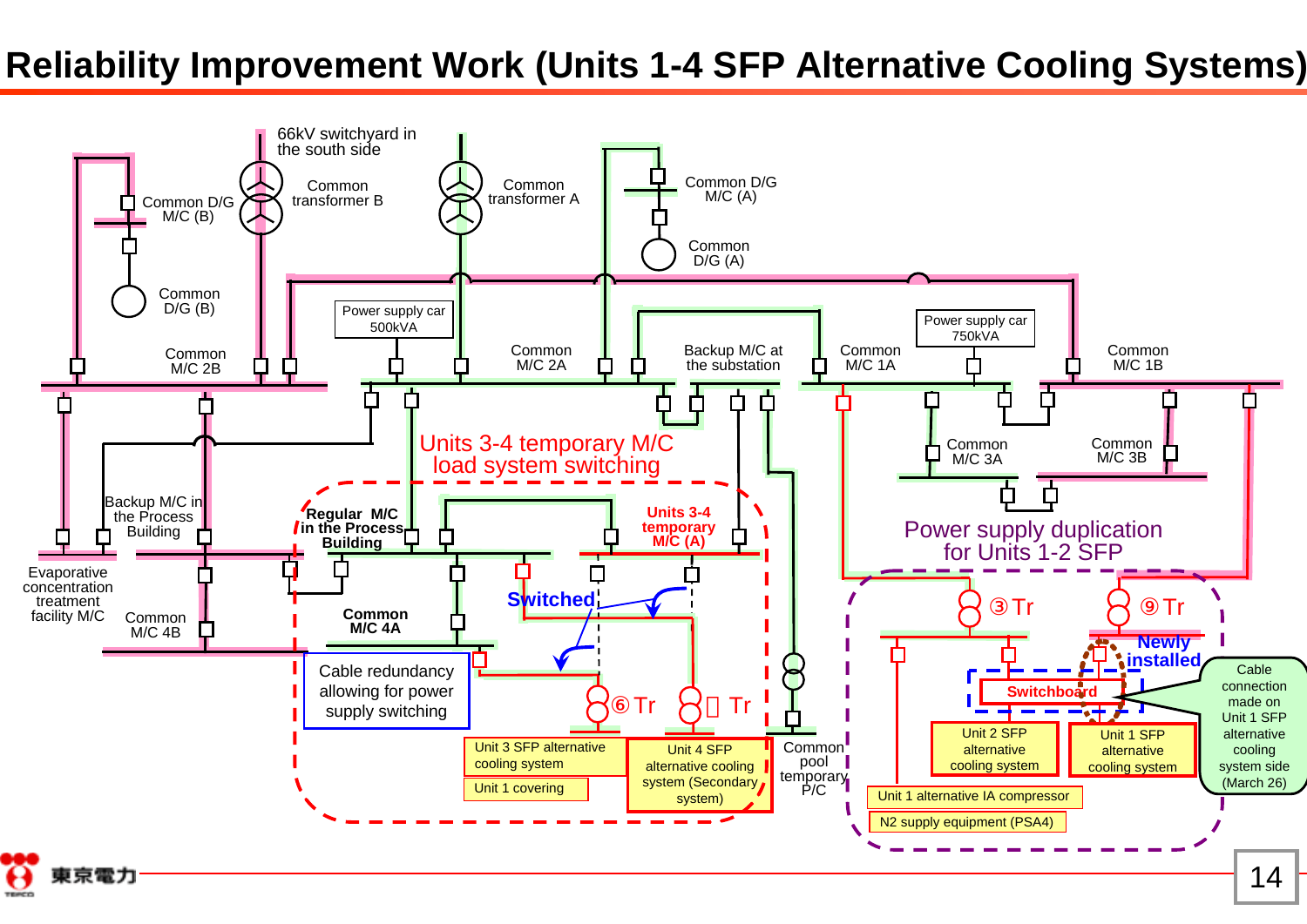# Reliability Improvement Work (Units 1-4 SFP Alternative Cooling Systems)

66kV switchyard in the south side

Common transformer B

Common transformer A

Common D/G M/C (B)

Common D/G (B)

Common D/G M/C (A)

Common D/G (A)

Power supply car 500kVA

Power supply car 750kVA

Common M/C 2B

Common M/C 2A

Backup M/C at the substation

Common M/C 1A

Common M/C 1B

Common M/C 3A

Common M/C 3B

Units 3-4 temporary M/C load system switching

Backup M/C in the Process Building

Evaporative concentration treatment facility M/C

Common M/C 4B

Regular M/C in the Process Building

Units 3-4 temporary M/C (A)

Common M/C 4A

Switched

Cable redundancy allowing for power supply switching

⑥Tr

Tr

Unit 3 SFP alternative cooling system

Unit 1 covering

Unit 4 SFP alternative cooling system (Secondary system)

Common pool temporary P/C

Power supply duplication for Units 1-2 SFP

③Tr

⑨Tr

Newly installed

Switchboard

Unit 2 SFP alternative cooling system

Unit 1 SFP alternative cooling system

Cable connection made on Unit 1 SFP alternative cooling system side (March 26)

Unit 1 alternative IA compressor

N2 supply equipment (PSA4)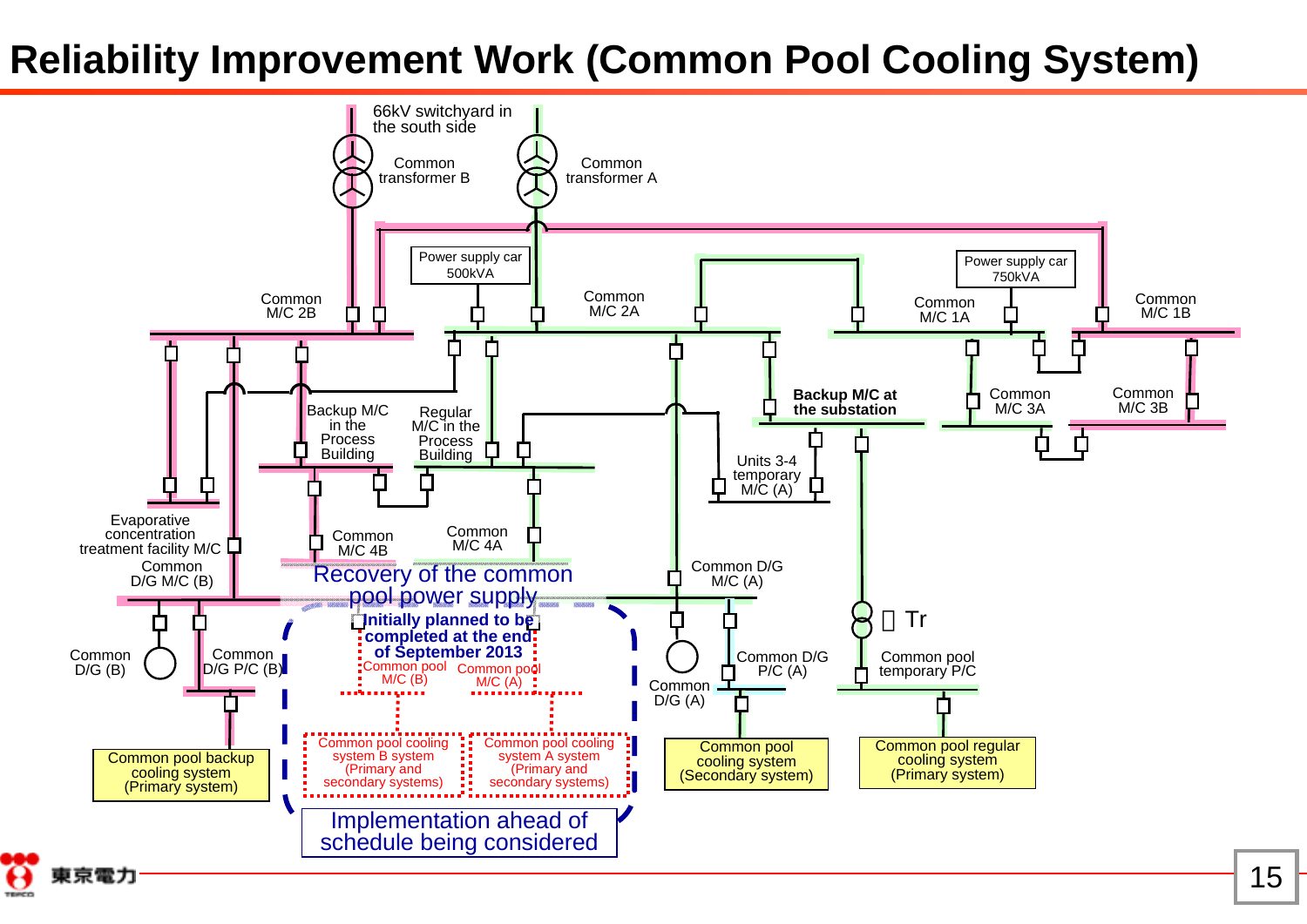# Reliability Improvement Work (Common Pool Cooling System)

66kV switchyard in the south side

Common transformer B

Common transformer A

Power supply car 500kVA

Power supply car 750kVA

Common M/C 2B

Common M/C 2A

Common M/C 1A

Common M/C 1B

Backup M/C in the Process Building

Regular M/C in the Process Building

Backup M/C at the substation

Common M/C 3A

Common M/C 3B

Units 3-4 temporary M/C (A)

Evaporative concentration treatment facility M/C

Common D/G M/C (B)

Common M/C 4B

Common M/C 4A

Common D/G M/C (A)

Recovery of the common pool power supply

Initially planned to be completed at the end of September 2013

Tr

Common D/G (B)

Common D/G P/C (B)

Common pool M/C (B)

Common pool M/C (A)

Common D/G (A)

Common D/G P/C (A)

Common pool temporary P/C

Common pool backup cooling system (Primary system)

Common pool cooling system B system (Primary and secondary systems)

Common pool cooling system A system (Primary and secondary systems)

Common pool cooling system (Secondary system)

Common pool regular cooling system (Primary system)

Implementation ahead of schedule being considered